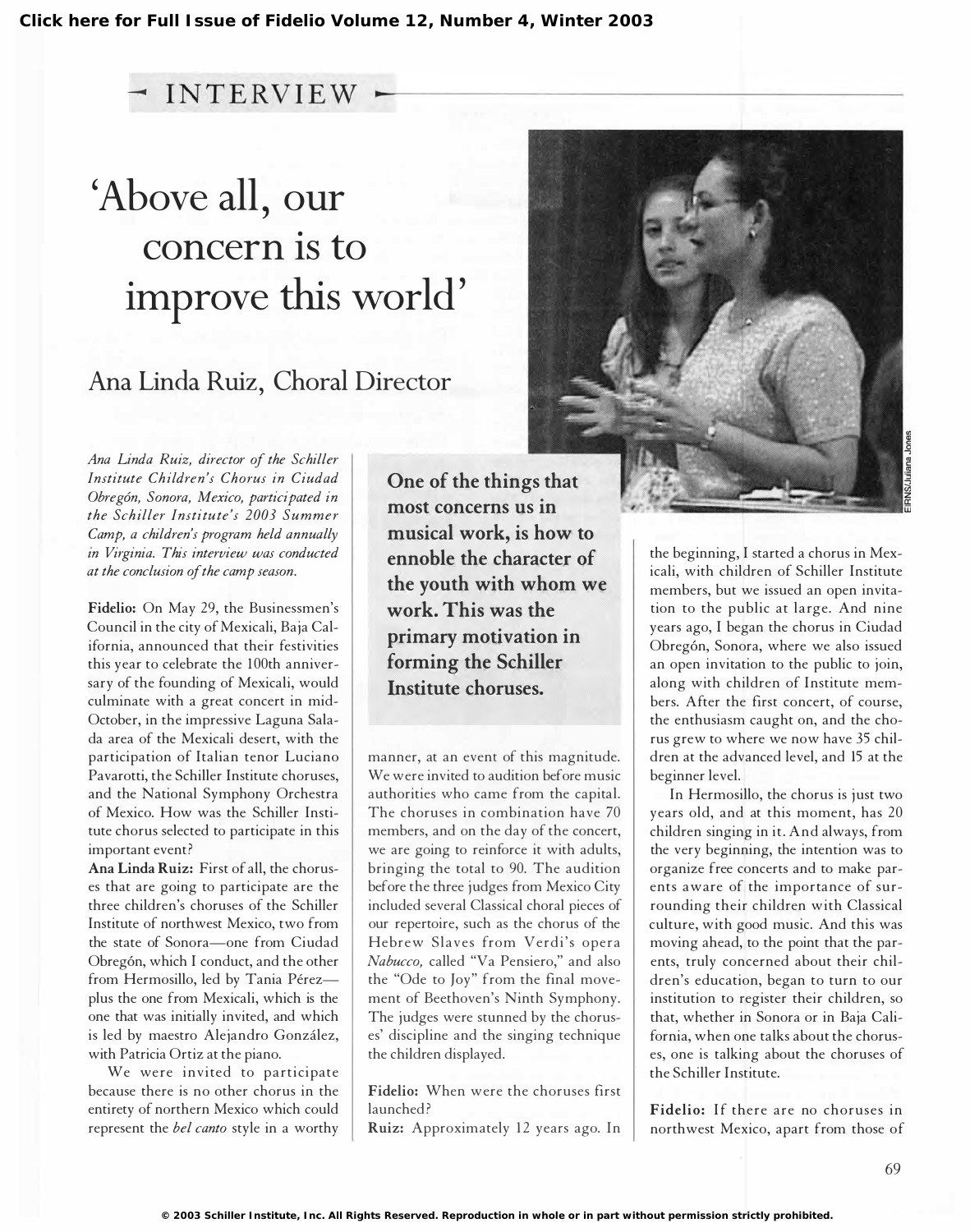Click here for Full Issue of Fidelio Volume 12, Number 4, Winter 2003

INTERVIEW

# 'Above all, our concern is to improve this world'

## Ana Linda Ruiz, Choral Director

*Ana Linda Ruiz, director of the Schiller Institute Children's Chorus in Ciudad Obregón, Sonora, Mexico, participated in the Schiller Institute's 2003 Summer Camp, a children's program held annually in Virginia. This interview was conducted at the conclusion of the camp season.*

**Fidelio:** On May 29, the Businessmen's Council in the city of Mexicali, Baja California, announced that their festivities this year to celebrate the 100th anniversary of the founding of Mexicali, would culminate with a great concert in mid-October, in the impressive Laguna Salada area of the Mexicali desert, with the participation of Italian tenor Luciano Pavarotti, the Schiller Institute choruses, and the National Symphony Orchestra of Mexico. How was the Schiller Institute chorus selected to participate in this important event?

**Ana Linda Ruiz:** First of all, the choruses that are going to participate are the three children's choruses of the Schiller Institute of northwest Mexico, two from the state of Sonora—one from Ciudad Obregón, which I conduct, and the other from Hermosillo, led by Tania Pérez—plus the one from Mexicali, which is the one that was initially invited, and which is led by maestro Alejandro González, with Patricia Ortiz at the piano.

We were invited to participate because there is no other chorus in the entirety of northern Mexico which could represent the *bel canto* style in a worthy manner, at an event of this magnitude. We were invited to audition before music authorities who came from the capital. The choruses in combination have 70 members, and on the day of the concert, we are going to reinforce it with adults, bringing the total to 90. The audition before the three judges from Mexico City included several Classical choral pieces of our repertoire, such as the chorus of the Hebrew Slaves from Verdi's opera *Nabucco,* called "Va Pensiero," and also the "Ode to Joy" from the final movement of Beethoven's Ninth Symphony. The judges were stunned by the choruses' discipline and the singing technique the children displayed.

> **One of the things that most concerns us in musical work, is how to ennoble the character of the youth with whom we work. This was the primary motivation in forming the Schiller Institute choruses.**

**Fidelio:** When were the choruses first launched?

**Ruiz:** Approximately 12 years ago. In the beginning, I started a chorus in Mexicali, with children of Schiller Institute members, but we issued an open invitation to the public at large. And nine years ago, I began the chorus in Ciudad Obregón, Sonora, where we also issued an open invitation to the public to join, along with children of Institute members. After the first concert, of course, the enthusiasm caught on, and the chorus grew to where we now have 35 children at the advanced level, and 15 at the beginner level.

In Hermosillo, the chorus is just two years old, and at this moment, has 20 children singing in it. And always, from the very beginning, the intention was to organize free concerts and to make parents aware of the importance of surrounding their children with Classical culture, with good music. And this was moving ahead, to the point that the parents, truly concerned about their children's education, began to turn to our institution to register their children, so that, whether in Sonora or in Baja California, when one talks about the choruses, one is talking about the choruses of the Schiller Institute.

**Fidelio:** If there are no choruses in northwest Mexico, apart from those of

© 2003 Schiller Institute, Inc. All Rights Reserved. Reproduction in whole or in part without permission strictly prohibited.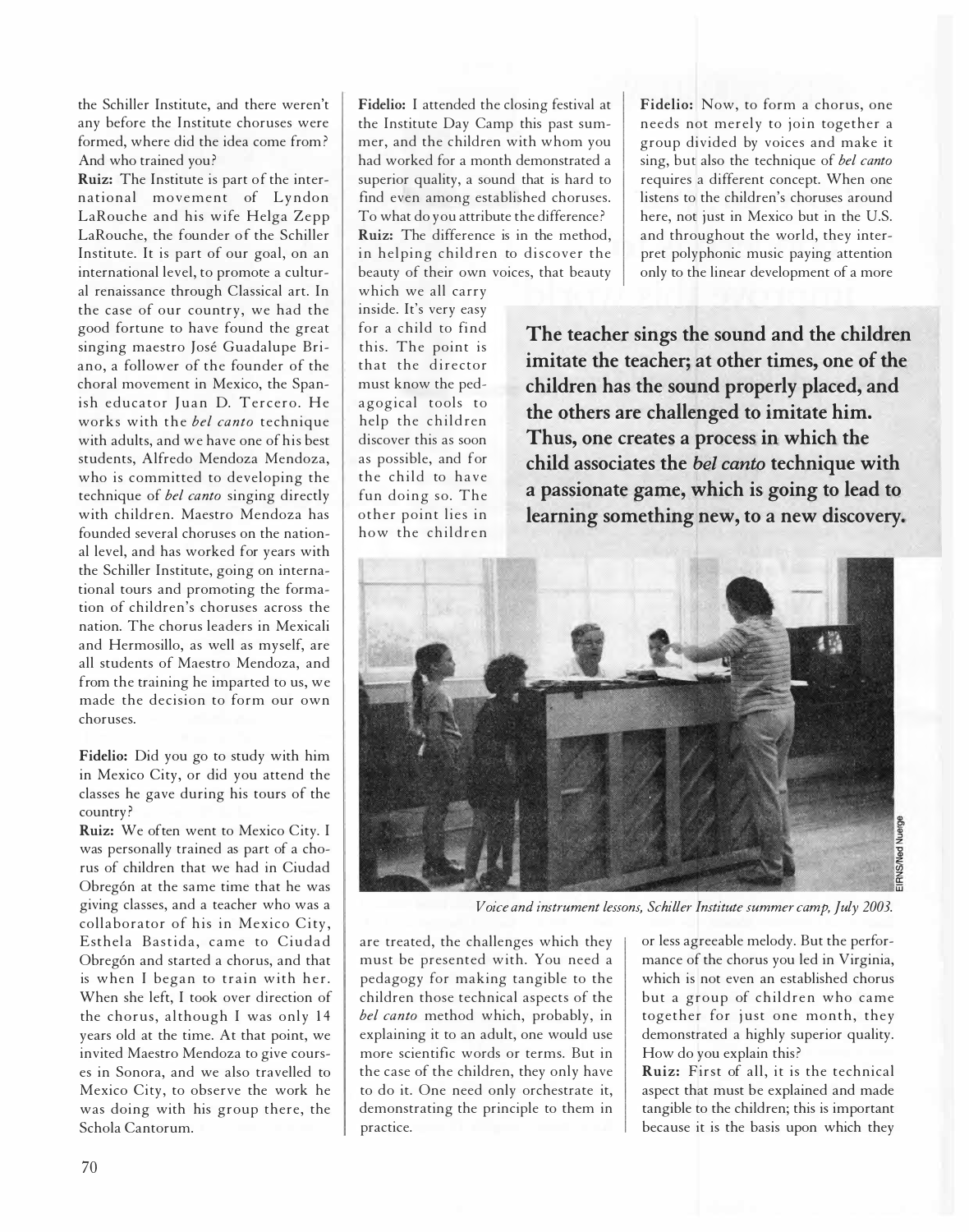the Schiller Institute, and there weren't any before the Institute choruses were formed, where did the idea come from? And who trained you?

**Ruiz:** The Institute is part of the international movement of Lyndon LaRouche and his wife Helga Zepp LaRouche, the founder of the Schiller Institute. It is part of our goal, on an international level, to promote a cultural renaissance through Classical art. In the case of our country, we had the good fortune to have found the great singing maestro José Guadalupe Briano, a follower of the founder of the choral movement in Mexico, the Spanish educator Juan D. Tercero. He works with the *bel canto* technique with adults, and we have one of his best students, Alfredo Mendoza Mendoza, who is committed to developing the technique of *bel canto* singing directly with children. Maestro Mendoza has founded several choruses on the national level, and has worked for years with the Schiller Institute, going on international tours and promoting the formation of children's choruses across the nation. The chorus leaders in Mexicali and Hermosillo, as well as myself, are all students of Maestro Mendoza, and from the training he imparted to us, we made the decision to form our own choruses.

**Fidelio:** Did you go to study with him in Mexico City, or did you attend the classes he gave during his tours of the country?

**Ruiz:** We often went to Mexico City. I was personally trained as part of a chorus of children that we had in Ciudad Obregón at the same time that he was giving classes, and a teacher who was a collaborator of his in Mexico City, Esthela Bastida, came to Ciudad Obregón and started a chorus, and that is when I began to train with her. When she left, I took over direction of the chorus, although I was only 14 years old at the time. At that point, we invited Maestro Mendoza to give courses in Sonora, and we also travelled to Mexico City, to observe the work he was doing with his group there, the Schola Cantorum.

**Fidelio:** I attended the closing festival at the Institute Day Camp this past summer, and the children with whom you had worked for a month demonstrated a superior quality, a sound that is hard to find even among established choruses. To what do you attribute the difference?

**Ruiz:** The difference is in the method, in helping children to discover the beauty of their own voices, that beauty which we all carry inside. It's very easy for a child to find this. The point is that the director must know the pedagogical tools to help the children discover this as soon as possible, and for the child to have fun doing so. The other point lies in how the children are treated, the challenges which they must be presented with. You need a pedagogy for making tangible to the children those technical aspects of the *bel canto* method which, probably, in explaining it to an adult, one would use more scientific words or terms. But in the case of the children, they only have to do it. One need only orchestrate it, demonstrating the principle to them in practice.

**The teacher sings the sound and the children imitate the teacher; at other times, one of the children has the sound properly placed, and the others are challenged to imitate him. Thus, one creates a process in which the child associates the *bel canto* technique with a passionate game, which is going to lead to learning something new, to a new discovery.**

EIRNS/Ned Nuerge

*Voice and instrument lessons, Schiller Institute summer camp, July 2003.*

**Fidelio:** Now, to form a chorus, one needs not merely to join together a group divided by voices and make it sing, but also the technique of *bel canto* requires a different concept. When one listens to the children's choruses around here, not just in Mexico but in the U.S. and throughout the world, they interpret polyphonic music paying attention only to the linear development of a more or less agreeable melody. But the performance of the chorus you led in Virginia, which is not even an established chorus but a group of children who came together for just one month, they demonstrated a highly superior quality. How do you explain this?

**Ruiz:** First of all, it is the technical aspect that must be explained and made tangible to the children; this is important because it is the basis upon which they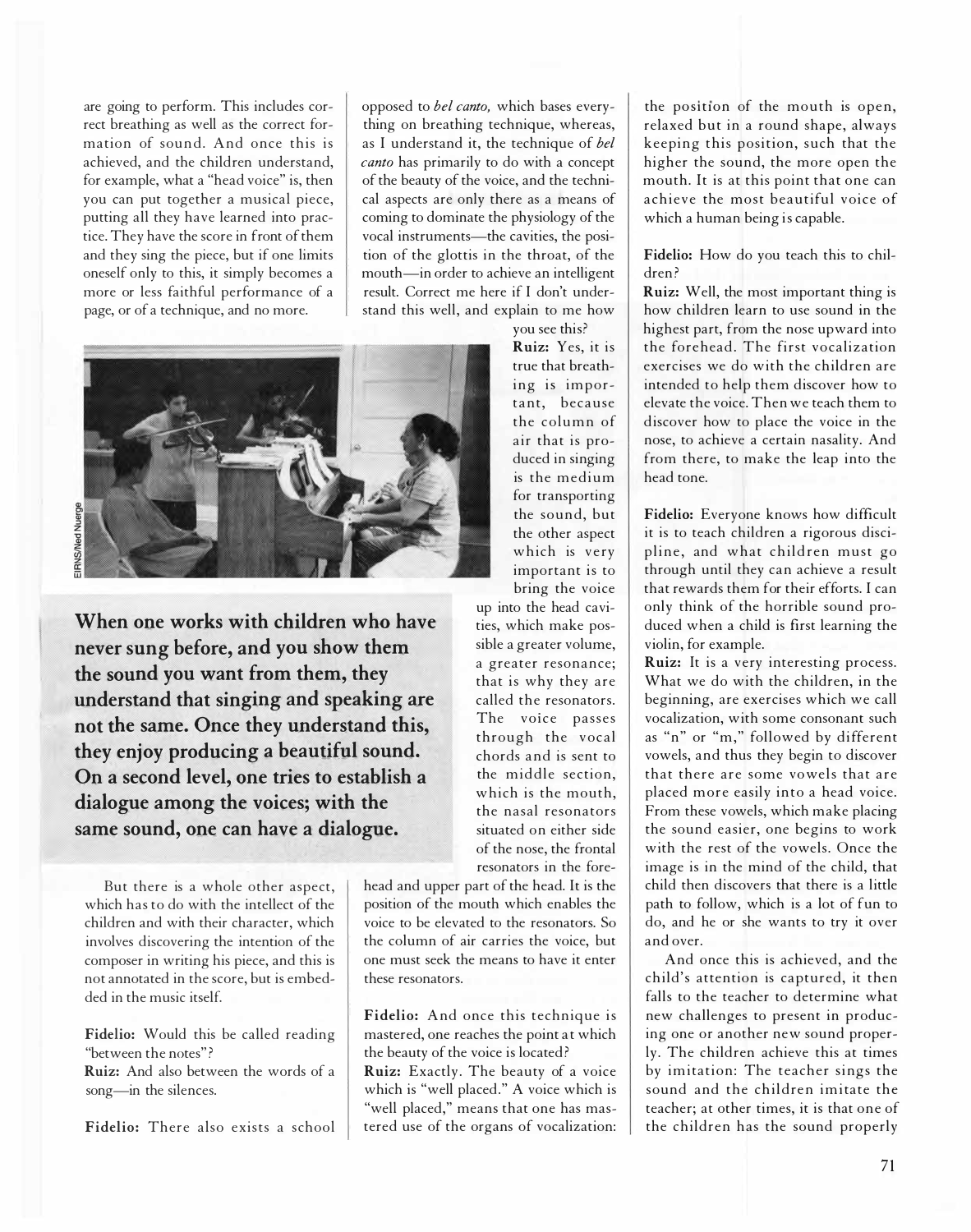are going to perform. This includes correct breathing as well as the correct formation of sound. And once this is achieved, and the children understand, for example, what a "head voice" is, then you can put together a musical piece, putting all they have learned into practice. They have the score in front of them and they sing the piece, but if one limits oneself only to this, it simply becomes a more or less faithful performance of a page, or of a technique, and no more.

But there is a whole other aspect, which has to do with the intellect of the children and with their character, which involves discovering the intention of the composer in writing his piece, and this is not annotated in the score, but is embedded in the music itself.

**Fidelio:** Would this be called reading "between the notes"?

**Ruiz:** And also between the words of a song—in the silences.

**Fidelio:** There also exists a school opposed to *bel canto,* which bases everything on breathing technique, whereas, as I understand it, the technique of *bel canto* has primarily to do with a concept of the beauty of the voice, and the technical aspects are only there as a means of coming to dominate the physiology of the vocal instruments—the cavities, the position of the glottis in the throat, of the mouth—in order to achieve an intelligent result. Correct me here if I don't understand this well, and explain to me how you see this?

**Ruiz:** Yes, it is true that breathing is important, because the column of air that is produced in singing is the medium for transporting the sound, but the other aspect which is very important is to bring the voice up into the head cavities, which make possible a greater volume, a greater resonance; that is why they are called the resonators. The voice passes through the vocal chords and is sent to the middle section, which is the mouth, the nasal resonators situated on either side of the nose, the frontal resonators in the forehead and upper part of the head. It is the position of the mouth which enables the voice to be elevated to the resonators. So the column of air carries the voice, but one must seek the means to have it enter these resonators.

**When one works with children who have never sung before, and you show them the sound you want from them, they understand that singing and speaking are not the same. Once they understand this, they enjoy producing a beautiful sound. On a second level, one tries to establish a dialogue among the voices; with the same sound, one can have a dialogue.**

**Fidelio:** And once this technique is mastered, one reaches the point at which the beauty of the voice is located?

**Ruiz:** Exactly. The beauty of a voice which is "well placed." A voice which is "well placed," means that one has mastered use of the organs of vocalization: the position of the mouth is open, relaxed but in a round shape, always keeping this position, such that the higher the sound, the more open the mouth. It is at this point that one can achieve the most beautiful voice of which a human being is capable.

**Fidelio:** How do you teach this to children?

**Ruiz:** Well, the most important thing is how children learn to use sound in the highest part, from the nose upward into the forehead. The first vocalization exercises we do with the children are intended to help them discover how to elevate the voice. Then we teach them to discover how to place the voice in the nose, to achieve a certain nasality. And from there, to make the leap into the head tone.

**Fidelio:** Everyone knows how difficult it is to teach children a rigorous discipline, and what children must go through until they can achieve a result that rewards them for their efforts. I can only think of the horrible sound produced when a child is first learning the violin, for example.

**Ruiz:** It is a very interesting process. What we do with the children, in the beginning, are exercises which we call vocalization, with some consonant such as "n" or "m," followed by different vowels, and thus they begin to discover that there are some vowels that are placed more easily into a head voice. From these vowels, which make placing the sound easier, one begins to work with the rest of the vowels. Once the image is in the mind of the child, that child then discovers that there is a little path to follow, which is a lot of fun to do, and he or she wants to try it over and over.

And once this is achieved, and the child's attention is captured, it then falls to the teacher to determine what new challenges to present in producing one or another new sound properly. The children achieve this at times by imitation: The teacher sings the sound and the children imitate the teacher; at other times, it is that one of the children has the sound properly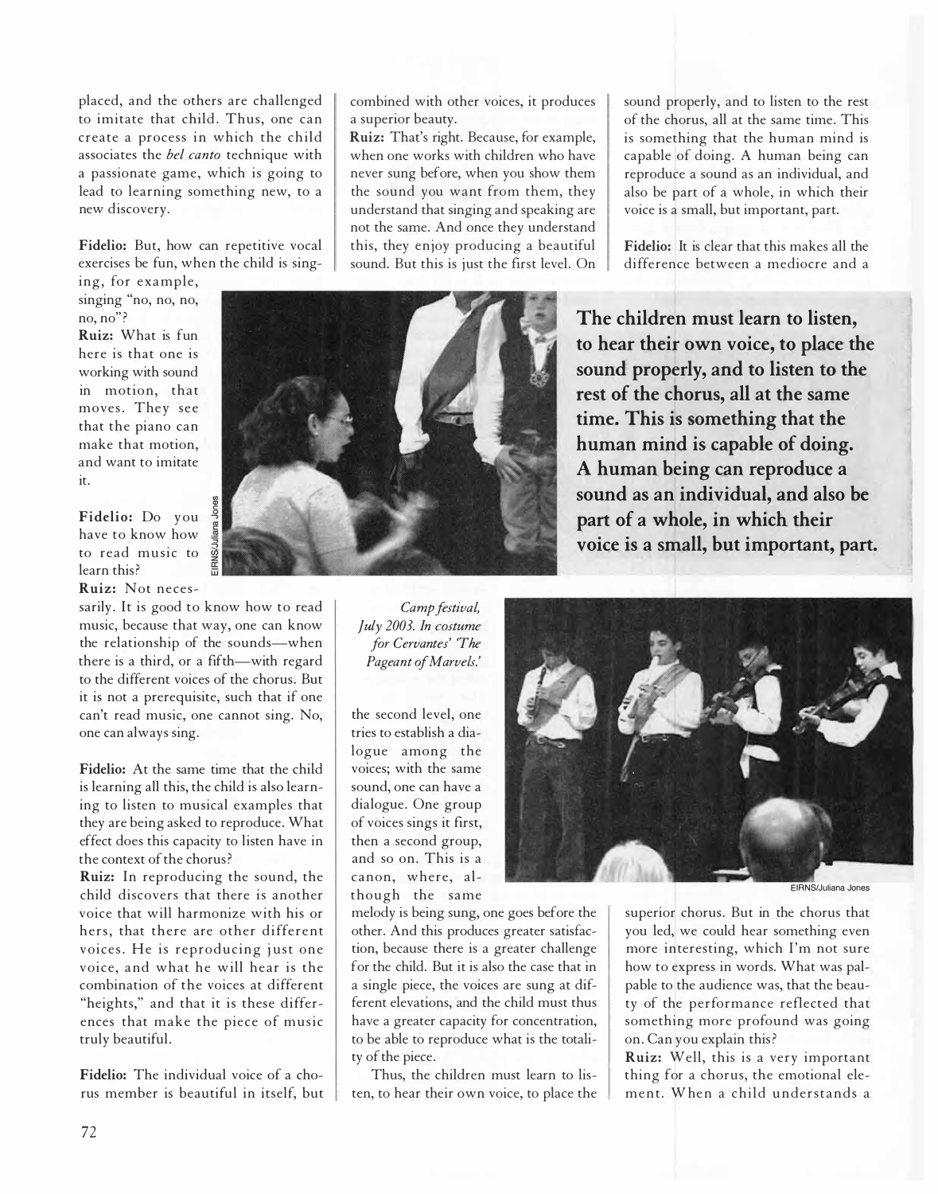placed, and the others are challenged to imitate that child. Thus, one can create a process in which the child associates the *bel canto* technique with a passionate game, which is going to lead to learning something new, to a new discovery.

**Fidelio:** But, how can repetitive vocal exercises be fun, when the child is singing, for example, singing "no, no, no, no, no"?

**Ruiz:** What is fun here is that one is working with sound in motion, that moves. They see that the piano can make that motion, and want to imitate it.

**Fidelio:** Do you have to know how to read music to learn this?

**Ruiz:** Not necessarily. It is good to know how to read music, because that way, one can know the relationship of the sounds—when there is a third, or a fifth—with regard to the different voices of the chorus. But it is not a prerequisite, such that if one can't read music, one cannot sing. No, one can always sing.

**Fidelio:** At the same time that the child is learning all this, the child is also learning to listen to musical examples that they are being asked to reproduce. What effect does this capacity to listen have in the context of the chorus?

**Ruiz:** In reproducing the sound, the child discovers that there is another voice that will harmonize with his or hers, that there are other different voices. He is reproducing just one voice, and what he will hear is the combination of the voices at different "heights," and that it is these differences that make the piece of music truly beautiful.

**Fidelio:** The individual voice of a chorus member is beautiful in itself, but combined with other voices, it produces a superior beauty.

**Ruiz:** That's right. Because, for example, when one works with children who have never sung before, when you show them the sound you want from them, they understand that singing and speaking are not the same. And once they understand this, they enjoy producing a beautiful sound. But this is just the first level. On the second level, one tries to establish a dialogue among the voices; with the same sound, one can have a dialogue. One group of voices sings it first, then a second group, and so on. This is a canon, where, although the same melody is being sung, one goes before the other. And this produces greater satisfaction, because there is a greater challenge for the child. But it is also the case that in a single piece, the voices are sung at different elevations, and the child must thus have a greater capacity for concentration, to be able to reproduce what is the totality of the piece.

Thus, the children must learn to listen, to hear their own voice, to place the sound properly, and to listen to the rest of the chorus, all at the same time. This is something that the human mind is capable of doing. A human being can reproduce a sound as an individual, and also be part of a whole, in which their voice is a small, but important, part.

**Fidelio:** It is clear that this makes all the difference between a mediocre and a superior chorus. But in the chorus that you led, we could hear something even more interesting, which I'm not sure how to express in words. What was palpable to the audience was, that the beauty of the performance reflected that something more profound was going on. Can you explain this?

**Ruiz:** Well, this is a very important thing for a chorus, the emotional element. When a child understands a

**The children must learn to listen, to hear their own voice, to place the sound properly, and to listen to the rest of the chorus, all at the same time. This is something that the human mind is capable of doing. A human being can reproduce a sound as an individual, and also be part of a whole, in which their voice is a small, but important, part.**

EIRNS/Juliana Jones

*Camp festival, July 2003. In costume for Cervantes' 'The Pageant of Marvels.'*

EIRNS/Juliana Jones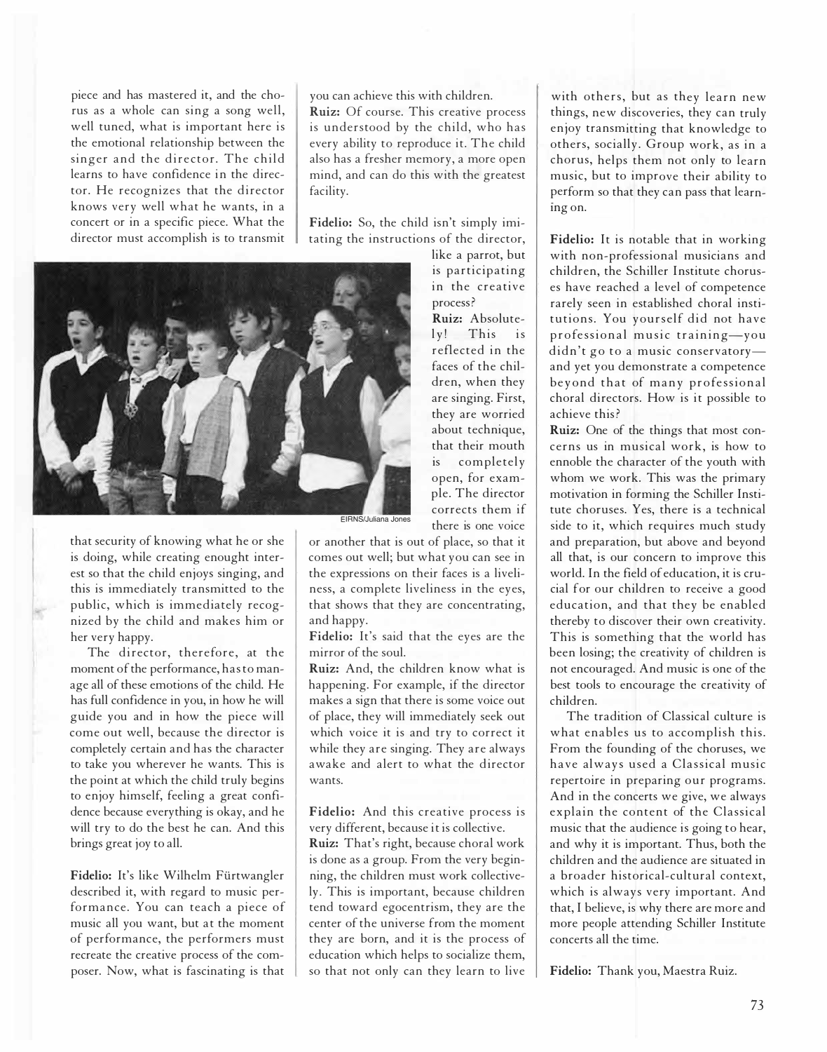piece and has mastered it, and the chorus as a whole can sing a song well, well tuned, what is important here is the emotional relationship between the singer and the director. The child learns to have confidence in the director. He recognizes that the director knows very well what he wants, in a concert or in a specific piece. What the director must accomplish is to transmit that security of knowing what he or she is doing, while creating enought interest so that the child enjoys singing, and this is immediately transmitted to the public, which is immediately recognized by the child and makes him or her very happy.

The director, therefore, at the moment of the performance, has to manage all of these emotions of the child. He has full confidence in you, in how he will guide you and in how the piece will come out well, because the director is completely certain and has the character to take you wherever he wants. This is the point at which the child truly begins to enjoy himself, feeling a great confidence because everything is okay, and he will try to do the best he can. And this brings great joy to all.

**Fidelio:** It's like Wilhelm Fürtwangler described it, with regard to music performance. You can teach a piece of music all you want, but at the moment of performance, the performers must recreate the creative process of the composer. Now, what is fascinating is that you can achieve this with children.

**Ruiz:** Of course. This creative process is understood by the child, who has every ability to reproduce it. The child also has a fresher memory, a more open mind, and can do this with the greatest facility.

**Fidelio:** So, the child isn't simply imitating the instructions of the director, like a parrot, but is participating in the creative process?

**Ruiz:** Absolutely! This is reflected in the faces of the children, when they are singing. First, they are worried about technique, that their mouth is completely open, for example. The director corrects them if there is one voice or another that is out of place, so that it comes out well; but what you can see in the expressions on their faces is a liveliness, a complete liveliness in the eyes, that shows that they are concentrating, and happy.

EIRNS/Juliana Jones

**Fidelio:** It's said that the eyes are the mirror of the soul.

**Ruiz:** And, the children know what is happening. For example, if the director makes a sign that there is some voice out of place, they will immediately seek out which voice it is and try to correct it while they are singing. They are always awake and alert to what the director wants.

**Fidelio:** And this creative process is very different, because it is collective.

**Ruiz:** That's right, because choral work is done as a group. From the very beginning, the children must work collectively. This is important, because children tend toward egocentrism, they are the center of the universe from the moment they are born, and it is the process of education which helps to socialize them, so that not only can they learn to live with others, but as they learn new things, new discoveries, they can truly enjoy transmitting that knowledge to others, socially. Group work, as in a chorus, helps them not only to learn music, but to improve their ability to perform so that they can pass that learning on.

**Fidelio:** It is notable that in working with non-professional musicians and children, the Schiller Institute choruses have reached a level of competence rarely seen in established choral institutions. You yourself did not have professional music training—you didn't go to a music conservatory—and yet you demonstrate a competence beyond that of many professional choral directors. How is it possible to achieve this?

**Ruiz:** One of the things that most concerns us in musical work, is how to ennoble the character of the youth with whom we work. This was the primary motivation in forming the Schiller Institute choruses. Yes, there is a technical side to it, which requires much study and preparation, but above and beyond all that, is our concern to improve this world. In the field of education, it is crucial for our children to receive a good education, and that they be enabled thereby to discover their own creativity. This is something that the world has been losing; the creativity of children is not encouraged. And music is one of the best tools to encourage the creativity of children.

The tradition of Classical culture is what enables us to accomplish this. From the founding of the choruses, we have always used a Classical music repertoire in preparing our programs. And in the concerts we give, we always explain the content of the Classical music that the audience is going to hear, and why it is important. Thus, both the children and the audience are situated in a broader historical-cultural context, which is always very important. And that, I believe, is why there are more and more people attending Schiller Institute concerts all the time.

**Fidelio:** Thank you, Maestra Ruiz.